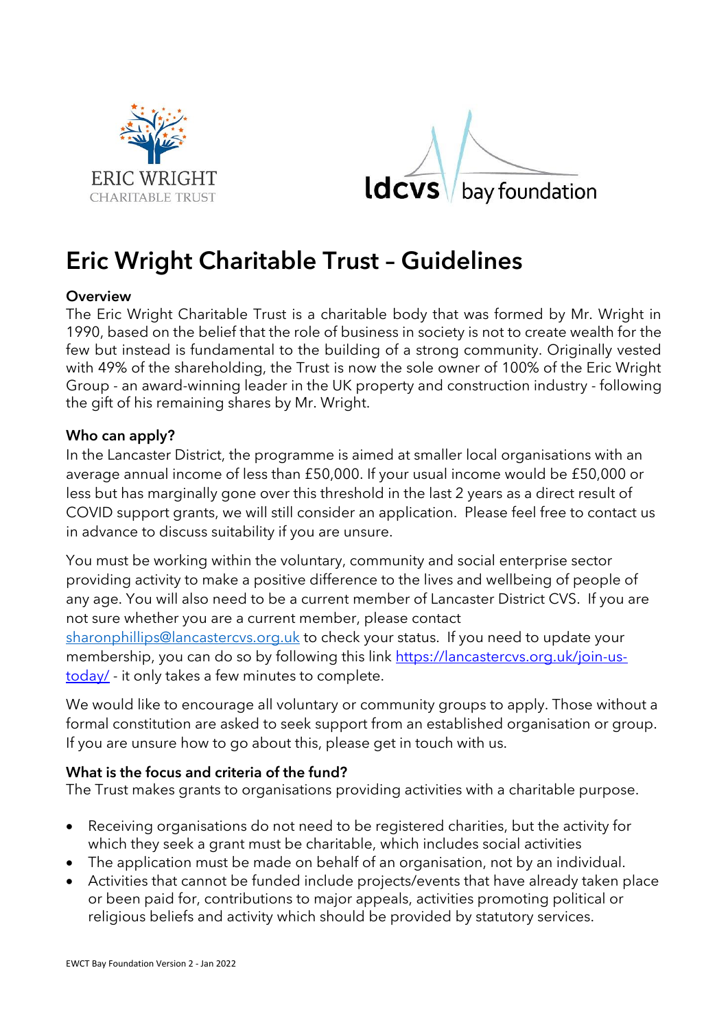# Eric Wright Charitable Trust – Guidelines

**Overview**

The Eric Wright Charitable Trust is a charitable body that was formed by Mr. Wright in 1990, based on the belief that the role of business in society is not to create wealth for the few but instead is fundamental to the building of a strong community. Originally vested with 49% of the shareholding, the Trust is now the sole owner of 100% of the Eric Wright Group - an award-winning leader in the UK property and construction industry - following the gift of his remaining shares by Mr. Wright.

**Who can apply?**

In the Lancaster District, the programme is aimed at smaller local organisations with an average annual income of less than £50,000. If your usual income would be £50,000 or less but has marginally gone over this threshold in the last 2 years as a direct result of COVID support grants, we will still consider an application. Please feel free to contact us in advance to discuss suitability if you are unsure.

You must be working within the voluntary, community and social enterprise sector providing activity to make a positive difference to the lives and wellbeing of people of any age. You will also need to be a current member of Lancaster District CVS. If you are not sure whether you are a current member, please contact sharonphillips@lancastercvs.org.uk to check your status. If you need to update your membership, you can do so by following this link https://lancastercvs.org.uk/join-us-today/ - it only takes a few minutes to complete.

We would like to encourage all voluntary or community groups to apply. Those without a formal constitution are asked to seek support from an established organisation or group. If you are unsure how to go about this, please get in touch with us.

**What is the focus and criteria of the fund?**

The Trust makes grants to organisations providing activities with a charitable purpose.

- Receiving organisations do not need to be registered charities, but the activity for which they seek a grant must be charitable, which includes social activities
- The application must be made on behalf of an organisation, not by an individual.
- Activities that cannot be funded include projects/events that have already taken place or been paid for, contributions to major appeals, activities promoting political or religious beliefs and activity which should be provided by statutory services.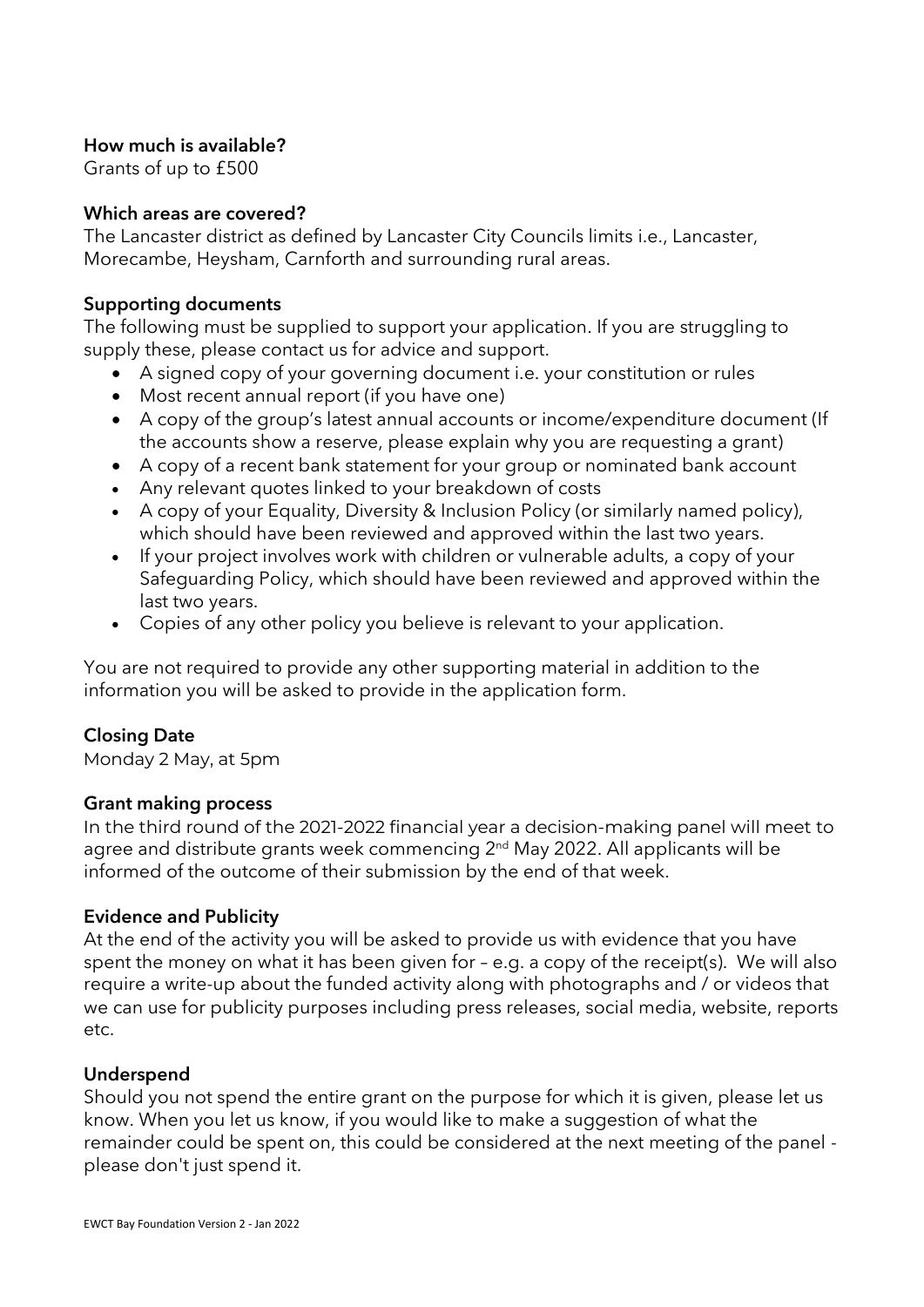## How much is available?

Grants of up to £500

## Which areas are covered?

The Lancaster district as defined by Lancaster City Councils limits i.e., Lancaster, Morecambe, Heysham, Carnforth and surrounding rural areas.

## Supporting documents

The following must be supplied to support your application. If you are struggling to supply these, please contact us for advice and support.

- A signed copy of your governing document i.e. your constitution or rules
- Most recent annual report (if you have one)
- A copy of the group's latest annual accounts or income/expenditure document (If the accounts show a reserve, please explain why you are requesting a grant)
- A copy of a recent bank statement for your group or nominated bank account
- Any relevant quotes linked to your breakdown of costs
- A copy of your Equality, Diversity & Inclusion Policy (or similarly named policy), which should have been reviewed and approved within the last two years.
- If your project involves work with children or vulnerable adults, a copy of your Safeguarding Policy, which should have been reviewed and approved within the last two years.
- Copies of any other policy you believe is relevant to your application.

You are not required to provide any other supporting material in addition to the information you will be asked to provide in the application form.

## Closing Date

Monday 2 May, at 5pm

## Grant making process

In the third round of the 2021-2022 financial year a decision-making panel will meet to agree and distribute grants week commencing 2nd May 2022. All applicants will be informed of the outcome of their submission by the end of that week.

## Evidence and Publicity

At the end of the activity you will be asked to provide us with evidence that you have spent the money on what it has been given for – e.g. a copy of the receipt(s). We will also require a write-up about the funded activity along with photographs and / or videos that we can use for publicity purposes including press releases, social media, website, reports etc.

## Underspend

Should you not spend the entire grant on the purpose for which it is given, please let us know. When you let us know, if you would like to make a suggestion of what the remainder could be spent on, this could be considered at the next meeting of the panel - please don't just spend it.

EWCT Bay Foundation Version 2 - Jan 2022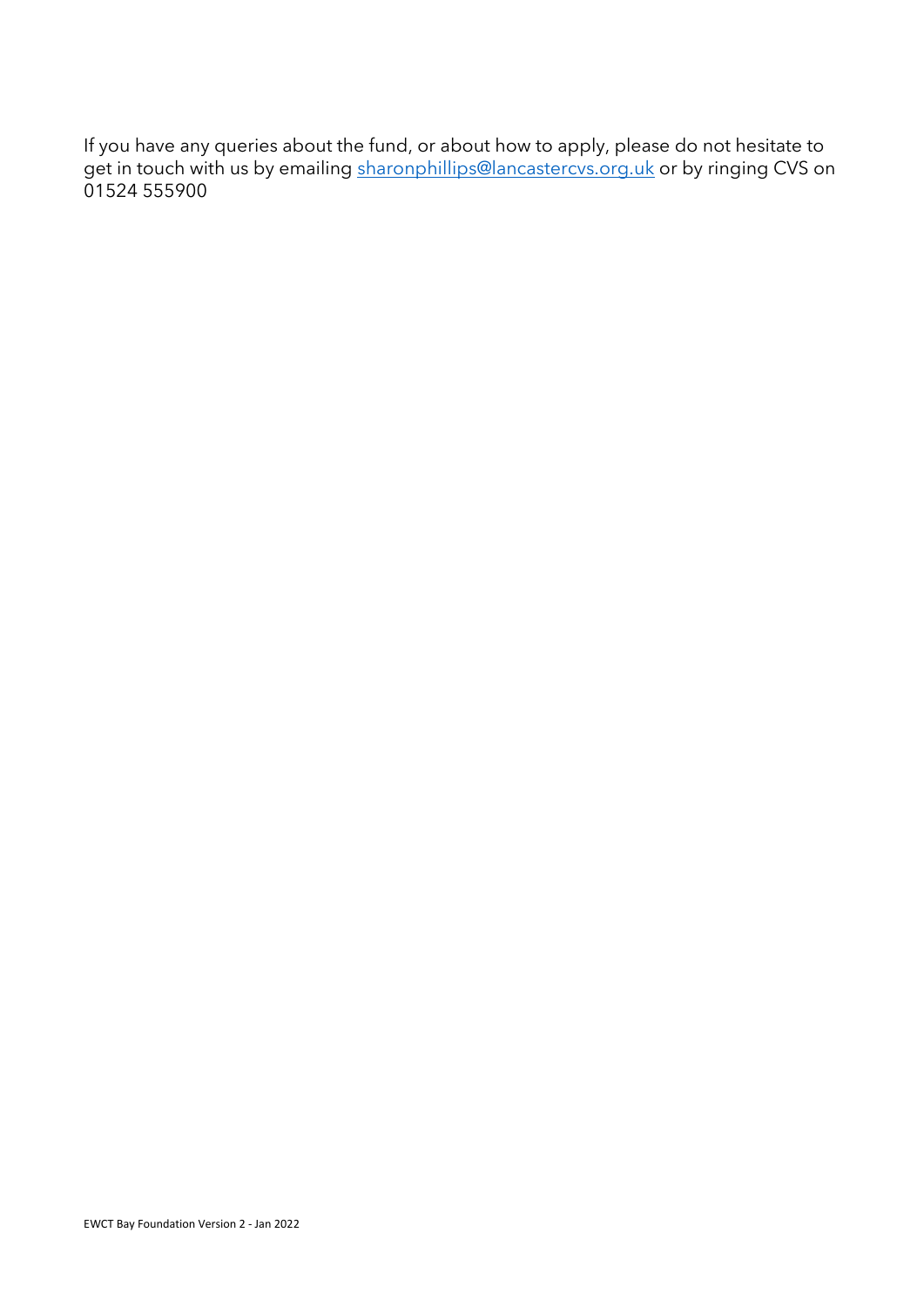If you have any queries about the fund, or about how to apply, please do not hesitate to get in touch with us by emailing [sharonphillips@lancastercvs.org.uk](mailto:sharonphillips@lancastercvs.org.uk) or by ringing CVS on 01524 555900